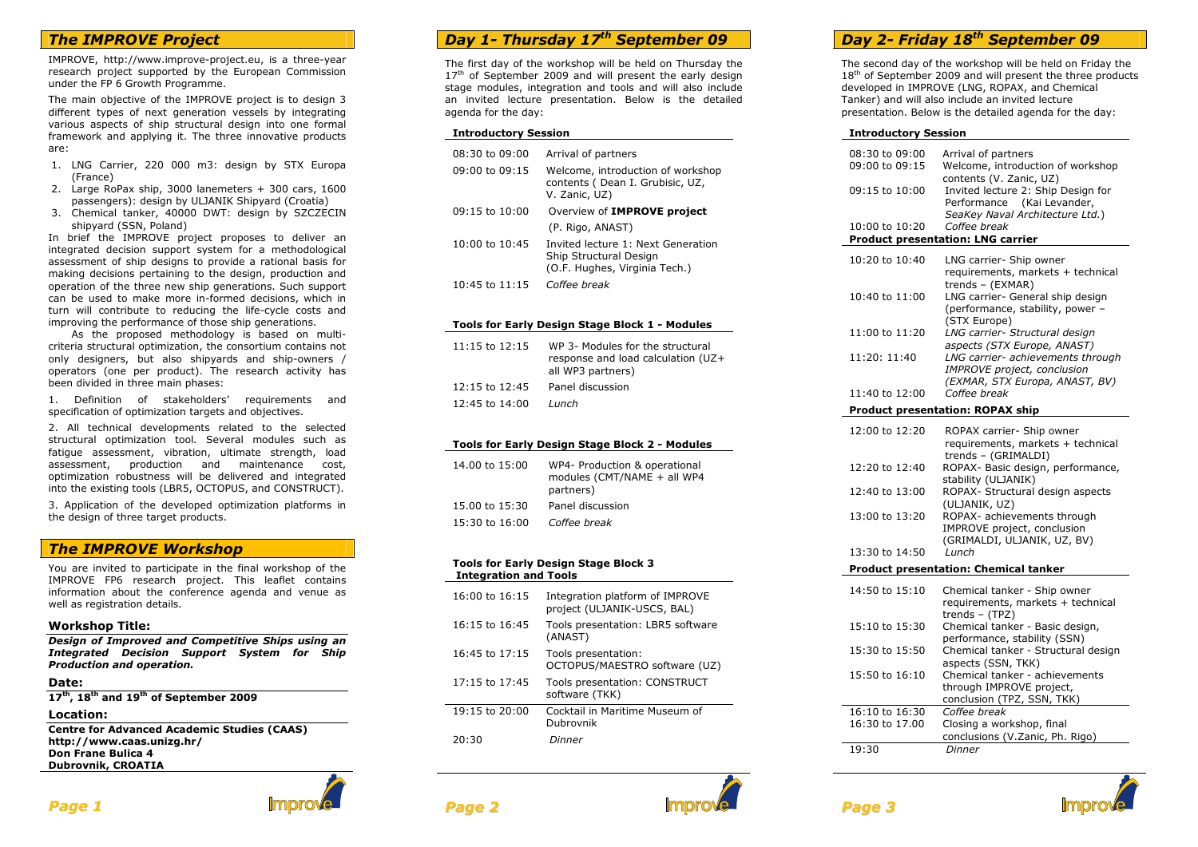## The IMPROVE Project

IMPROVE, http://www.improve-project.eu, is a three-year research project supported by the European Commission under the FP 6 Growth Programme.

The main objective of the IMPROVE project is to design 3 different types of next generation vessels by integrating various aspects of ship structural design into one formal framework and applying it. The three innovative products are:

1. LNG Carrier, 220 000 m3: design by STX Europa (France)
2. Large RoPax ship, 3000 lanemeters + 300 cars, 1600 passengers): design by ULJANIK Shipyard (Croatia)
3. Chemical tanker, 40000 DWT: design by SZCZECIN shipyard (SSN, Poland)

In brief the IMPROVE project proposes to deliver an integrated decision support system for a methodological assessment of ship designs to provide a rational basis for making decisions pertaining to the design, production and operation of the three new ship generations. Such support can be used to make more in-formed decisions, which in turn will contribute to reducing the life-cycle costs and improving the performance of those ship generations.

As the proposed methodology is based on multi-criteria structural optimization, the consortium contains not only designers, but also shipyards and ship-owners / operators (one per product). The research activity has been divided in three main phases:

1. Definition of stakeholders' requirements and specification of optimization targets and objectives.

2. All technical developments related to the selected structural optimization tool. Several modules such as fatigue assessment, vibration, ultimate strength, load assessment, production and maintenance cost, optimization robustness will be delivered and integrated into the existing tools (LBR5, OCTOPUS, and CONSTRUCT).

3. Application of the developed optimization platforms in the design of three target products.

## The IMPROVE Workshop

You are invited to participate in the final workshop of the IMPROVE FP6 research project. This leaflet contains information about the conference agenda and venue as well as registration details.

### Workshop Title:

***Design of Improved and Competitive Ships using an Integrated Decision Support System for Ship Production and operation.***

### Date:

**17th, 18th and 19th of September 2009**

### Location:

**Centre for Advanced Academic Studies (CAAS)**
**http://www.caas.unizg.hr/**
**Don Frane Bulica 4**
**Dubrovnik, CROATIA**

## Day 1- Thursday 17th September 09

The first day of the workshop will be held on Thursday the 17th of September 2009 and will present the early design stage modules, integration and tools and will also include an invited lecture presentation. Below is the detailed agenda for the day:

**Introductory Session**

| | |
|---|---|
| 08:30 to 09:00 | Arrival of partners |
| 09:00 to 09:15 | Welcome, introduction of workshop contents ( Dean I. Grubisic, UZ, V. Zanic, UZ) |
| 09:15 to 10:00 | Overview of **IMPROVE project** (P. Rigo, ANAST) |
| 10:00 to 10:45 | Invited lecture 1: Next Generation Ship Structural Design (O.F. Hughes, Virginia Tech.) |
| 10:45 to 11:15 | *Coffee break* |

**Tools for Early Design Stage Block 1 - Modules**

| | |
|---|---|
| 11:15 to 12:15 | WP 3- Modules for the structural response and load calculation (UZ+ all WP3 partners) |
| 12:15 to 12:45 | Panel discussion |
| 12:45 to 14:00 | *Lunch* |

**Tools for Early Design Stage Block 2 - Modules**

| | |
|---|---|
| 14.00 to 15:00 | WP4- Production & operational modules (CMT/NAME + all WP4 partners) |
| 15.00 to 15:30 | Panel discussion |
| 15:30 to 16:00 | *Coffee break* |

**Tools for Early Design Stage Block 3 Integration and Tools**

| | |
|---|---|
| 16:00 to 16:15 | Integration platform of IMPROVE project (ULJANIK-USCS, BAL) |
| 16:15 to 16:45 | Tools presentation: LBR5 software (ANAST) |
| 16:45 to 17:15 | Tools presentation: OCTOPUS/MAESTRO software (UZ) |
| 17:15 to 17:45 | Tools presentation: CONSTRUCT software (TKK) |
| 19:15 to 20:00 | Cocktail in Maritime Museum of Dubrovnik |
| 20:30 | *Dinner* |

## Day 2- Friday 18th September 09

The second day of the workshop will be held on Friday the 18th of September 2009 and will present the three products developed in IMPROVE (LNG, ROPAX, and Chemical Tanker) and will also include an invited lecture presentation. Below is the detailed agenda for the day:

**Introductory Session**

| | |
|---|---|
| 08:30 to 09:00 | Arrival of partners |
| 09:00 to 09:15 | Welcome, introduction of workshop contents (V. Zanic, UZ) |
| 09:15 to 10:00 | Invited lecture 2: Ship Design for Performance (Kai Levander, *SeaKey Naval Architecture Ltd.*) |
| 10:00 to 10:20 | *Coffee break* |

**Product presentation: LNG carrier**

| | |
|---|---|
| 10:20 to 10:40 | LNG carrier- Ship owner requirements, markets + technical trends – (EXMAR) |
| 10:40 to 11:00 | LNG carrier- General ship design (performance, stability, power – (STX Europe) |
| 11:00 to 11:20 | *LNG carrier- Structural design aspects (STX Europe, ANAST)* |
| 11:20: 11:40 | *LNG carrier- achievements through IMPROVE project, conclusion (EXMAR, STX Europa, ANAST, BV)* |
| 11:40 to 12:00 | *Coffee break* |

**Product presentation: ROPAX ship**

| | |
|---|---|
| 12:00 to 12:20 | ROPAX carrier- Ship owner requirements, markets + technical trends – (GRIMALDI) |
| 12:20 to 12:40 | ROPAX- Basic design, performance, stability (ULJANIK) |
| 12:40 to 13:00 | ROPAX- Structural design aspects (ULJANIK, UZ) |
| 13:00 to 13:20 | ROPAX- achievements through IMPROVE project, conclusion (GRIMALDI, ULJANIK, UZ, BV) |
| 13:30 to 14:50 | *Lunch* |

**Product presentation: Chemical tanker**

| | |
|---|---|
| 14:50 to 15:10 | Chemical tanker - Ship owner requirements, markets + technical trends – (TPZ) |
| 15:10 to 15:30 | Chemical tanker - Basic design, performance, stability (SSN) |
| 15:30 to 15:50 | Chemical tanker - Structural design aspects (SSN, TKK) |
| 15:50 to 16:10 | Chemical tanker - achievements through IMPROVE project, conclusion (TPZ, SSN, TKK) |
| 16:10 to 16:30 | *Coffee break* |
| 16:30 to 17.00 | Closing a workshop, final conclusions (V.Zanic, Ph. Rigo) |
| 19:30 | *Dinner* |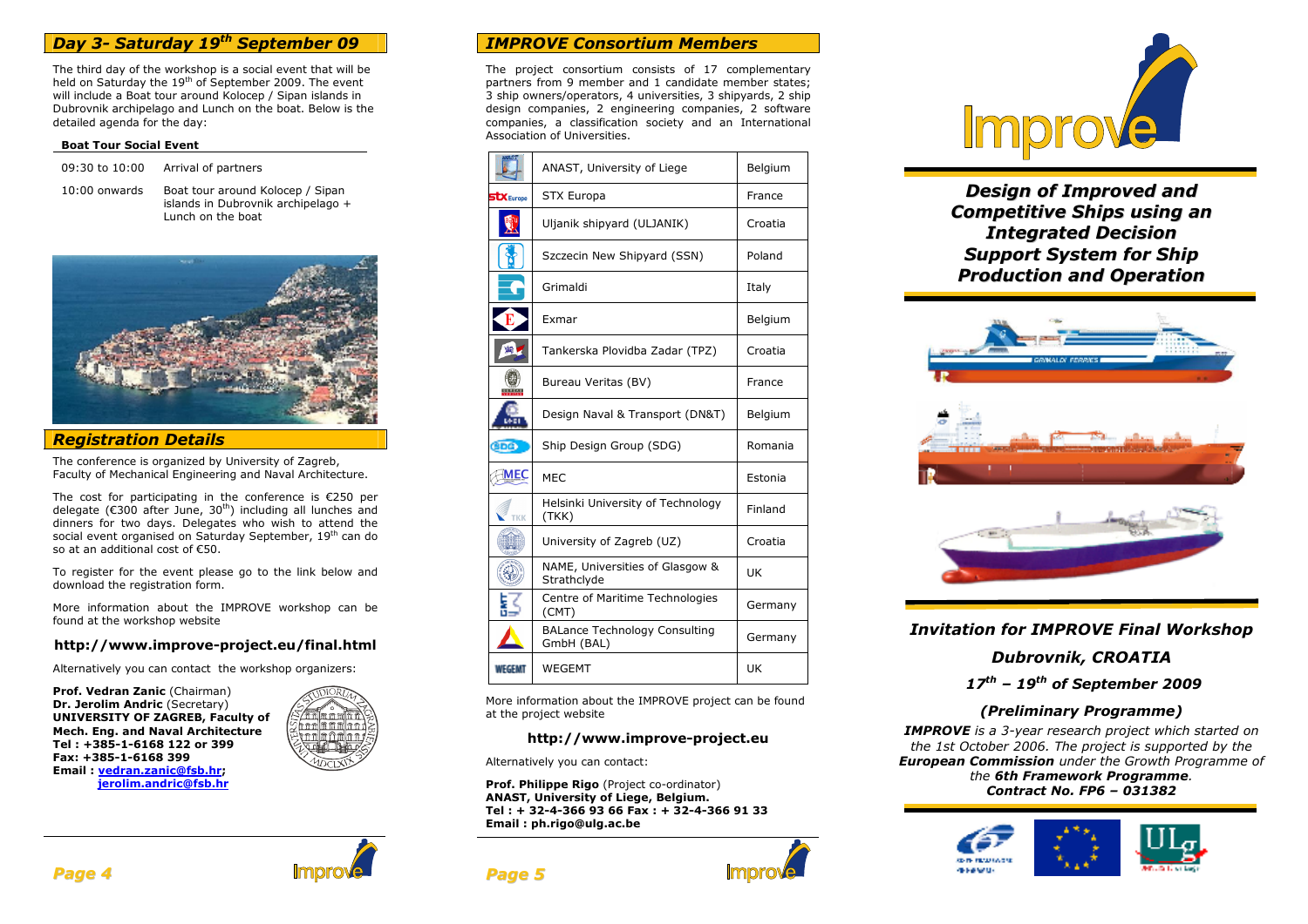## Day 3- Saturday 19th September 09

The third day of the workshop is a social event that will be held on Saturday the 19th of September 2009. The event will include a Boat tour around Kolocep / Sipan islands in Dubrovnik archipelago and Lunch on the boat. Below is the detailed agenda for the day:

**Boat Tour Social Event**

| | |
|---|---|
| 09:30 to 10:00 | Arrival of partners |
| 10:00 onwards | Boat tour around Kolocep / Sipan islands in Dubrovnik archipelago + Lunch on the boat |

## Registration Details

The conference is organized by University of Zagreb, Faculty of Mechanical Engineering and Naval Architecture.

The cost for participating in the conference is €250 per delegate (€300 after June, 30th) including all lunches and dinners for two days. Delegates who wish to attend the social event organised on Saturday September, 19th can do so at an additional cost of €50.

To register for the event please go to the link below and download the registration form.

More information about the IMPROVE workshop can be found at the workshop website

### http://www.improve-project.eu/final.html

Alternatively you can contact the workshop organizers:

**Prof. Vedran Zanic** (Chairman)
**Dr. Jerolim Andric** (Secretary)
**UNIVERSITY OF ZAGREB, Faculty of Mech. Eng. and Naval Architecture**
**Tel : +385-1-6168 122 or 399**
**Fax: +385-1-6168 399**
**Email : vedran.zanic@fsb.hr; jerolim.andric@fsb.hr**

## IMPROVE Consortium Members

The project consortium consists of 17 complementary partners from 9 member and 1 candidate member states; 3 ship owners/operators, 4 universities, 3 shipyards, 2 ship design companies, 2 engineering companies, 2 software companies, a classification society and an International Association of Universities.

| | |
|---|---|
| ANAST, University of Liege | Belgium |
| STX Europa | France |
| Uljanik shipyard (ULJANIK) | Croatia |
| Szczecin New Shipyard (SSN) | Poland |
| Grimaldi | Italy |
| Exmar | Belgium |
| Tankerska Plovidba Zadar (TPZ) | Croatia |
| Bureau Veritas (BV) | France |
| Design Naval & Transport (DN&T) | Belgium |
| Ship Design Group (SDG) | Romania |
| MEC | Estonia |
| Helsinki University of Technology (TKK) | Finland |
| University of Zagreb (UZ) | Croatia |
| NAME, Universities of Glasgow & Strathclyde | UK |
| Centre of Maritime Technologies (CMT) | Germany |
| BALance Technology Consulting GmbH (BAL) | Germany |
| WEGEMT | UK |

More information about the IMPROVE project can be found at the project website

### http://www.improve-project.eu

Alternatively you can contact:

**Prof. Philippe Rigo** (Project co-ordinator)
**ANAST, University of Liege, Belgium.**
**Tel : + 32-4-366 93 66 Fax : + 32-4-366 91 33**
**Email : ph.rigo@ulg.ac.be**

# Design of Improved and Competitive Ships using an Integrated Decision Support System for Ship Production and Operation

## Invitation for IMPROVE Final Workshop

## Dubrovnik, CROATIA

## 17th – 19th of September 2009

## (Preliminary Programme)

***IMPROVE*** *is a 3-year research project which started on the 1st October 2006. The project is supported by the* ***European Commission*** *under the Growth Programme of the* ***6th Framework Programme****.*
***Contract No. FP6 – 031382***